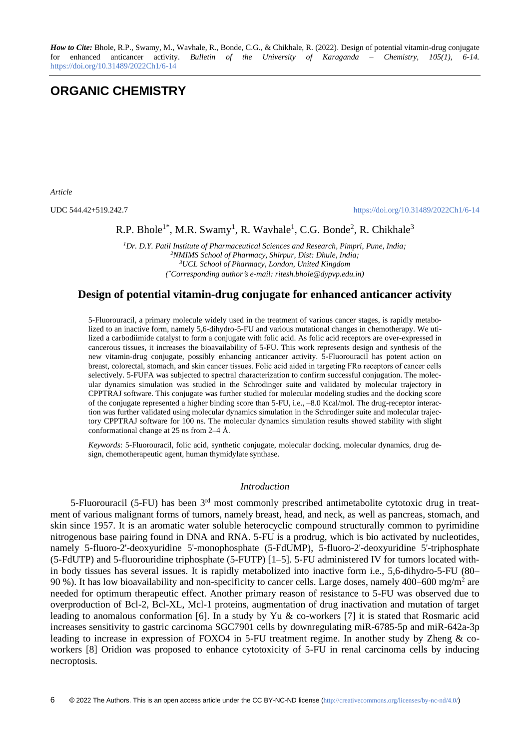*How to Cite:* Bhole, R.P., Swamy, M., Wavhale, R., Bonde, C.G., & Chikhale, R. (2022). Design of potential vitamin-drug conjugate for enhanced anticancer activity. *Bulletin of the University of Karaganda – Chemistry, 105(1), 6-14.* https://doi.org/10.31489/2022Ch1/6-14

# ORGANIC CHEMISTRY

*Article*

UDC 544.42+519.242.7

https://doi.org/10.31489/2022Ch1/6-14

R.P. Bhole[1*], M.R. Swamy[1], R. Wavhale[1], C.G. Bonde[2], R. Chikhale[3]

*[1]Dr. D.Y. Patil Institute of Pharmaceutical Sciences and Research, Pimpri, Pune, India;*
*[2]NMIMS School of Pharmacy, Shirpur, Dist: Dhule, India;*
*[3]UCL School of Pharmacy, London, United Kingdom*
*([*]Corresponding author's e-mail: ritesh.bhole@dypvp.edu.in)*

## Design of potential vitamin-drug conjugate for enhanced anticancer activity

5-Fluorouracil, a primary molecule widely used in the treatment of various cancer stages, is rapidly metabolized to an inactive form, namely 5,6-dihydro-5-FU and various mutational changes in chemotherapy. We utilized a carbodiimide catalyst to form a conjugate with folic acid. As folic acid receptors are over-expressed in cancerous tissues, it increases the bioavailability of 5-FU. This work represents design and synthesis of the new vitamin-drug conjugate, possibly enhancing anticancer activity. 5-Fluorouracil has potent action on breast, colorectal, stomach, and skin cancer tissues. Folic acid aided in targeting FRα receptors of cancer cells selectively. 5-FUFA was subjected to spectral characterization to confirm successful conjugation. The molecular dynamics simulation was studied in the Schrodinger suite and validated by molecular trajectory in CPPTRAJ software. This conjugate was further studied for molecular modeling studies and the docking score of the conjugate represented a higher binding score than 5-FU, i.e., –8.0 Kcal/mol. The drug-receptor interaction was further validated using molecular dynamics simulation in the Schrodinger suite and molecular trajectory CPPTRAJ software for 100 ns. The molecular dynamics simulation results showed stability with slight conformational change at 25 ns from 2–4 Å.

*Keywords*: 5-Fluorouracil, folic acid, synthetic conjugate, molecular docking, molecular dynamics, drug design, chemotherapeutic agent, human thymidylate synthase.

### *Introduction*

5-Fluorouracil (5-FU) has been 3rd most commonly prescribed antimetabolite cytotoxic drug in treatment of various malignant forms of tumors, namely breast, head, and neck, as well as pancreas, stomach, and skin since 1957. It is an aromatic water soluble heterocyclic compound structurally common to pyrimidine nitrogenous base pairing found in DNA and RNA. 5-FU is a prodrug, which is bio activated by nucleotides, namely 5-fluoro-2'-deoxyuridine 5'-monophosphate (5-FdUMP), 5-fluoro-2'-deoxyuridine 5'-triphosphate (5-FdUTP) and 5-fluorouridine triphosphate (5-FUTP) [1–5]. 5-FU administered IV for tumors located within body tissues has several issues. It is rapidly metabolized into inactive form i.e., 5,6-dihydro-5-FU (80–90 %). It has low bioavailability and non-specificity to cancer cells. Large doses, namely 400–600 mg/m$^2$ are needed for optimum therapeutic effect. Another primary reason of resistance to 5-FU was observed due to overproduction of Bcl-2, Bcl-XL, Mcl-1 proteins, augmentation of drug inactivation and mutation of target leading to anomalous conformation [6]. In a study by Yu & co-workers [7] it is stated that Rosmaric acid increases sensitivity to gastric carcinoma SGC7901 cells by downregulating miR-6785-5p and miR-642a-3p leading to increase in expression of FOXO4 in 5-FU treatment regime. In another study by Zheng & co-workers [8] Oridion was proposed to enhance cytotoxicity of 5-FU in renal carcinoma cells by inducing necroptosis.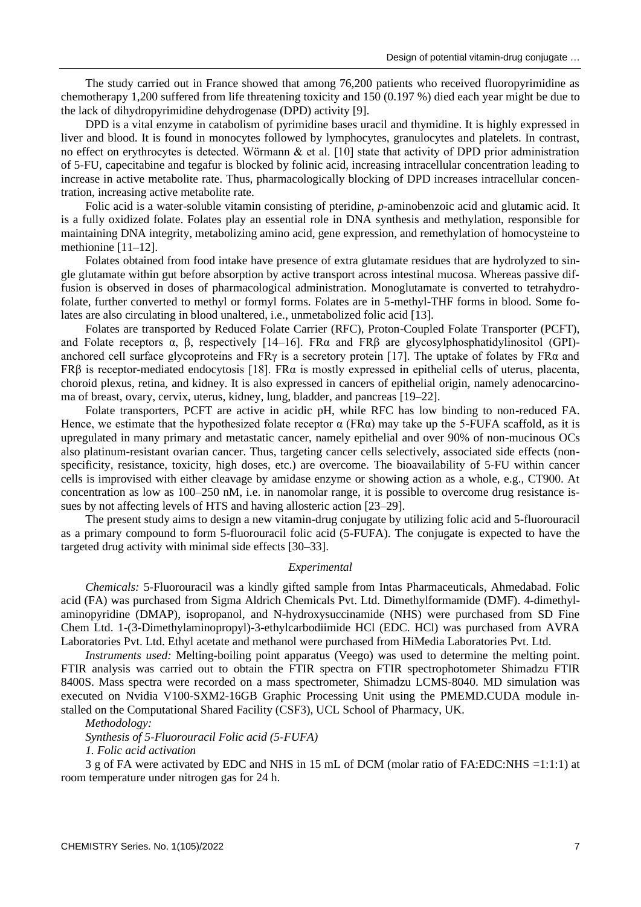The study carried out in France showed that among 76,200 patients who received fluoropyrimidine as chemotherapy 1,200 suffered from life threatening toxicity and 150 (0.197 %) died each year might be due to the lack of dihydropyrimidine dehydrogenase (DPD) activity [9].

DPD is a vital enzyme in catabolism of pyrimidine bases uracil and thymidine. It is highly expressed in liver and blood. It is found in monocytes followed by lymphocytes, granulocytes and platelets. In contrast, no effect on erythrocytes is detected. Wörmann & et al. [10] state that activity of DPD prior administration of 5-FU, capecitabine and tegafur is blocked by folinic acid, increasing intracellular concentration leading to increase in active metabolite rate. Thus, pharmacologically blocking of DPD increases intracellular concentration, increasing active metabolite rate.

Folic acid is a water-soluble vitamin consisting of pteridine, *p*-aminobenzoic acid and glutamic acid. It is a fully oxidized folate. Folates play an essential role in DNA synthesis and methylation, responsible for maintaining DNA integrity, metabolizing amino acid, gene expression, and remethylation of homocysteine to methionine [11–12].

Folates obtained from food intake have presence of extra glutamate residues that are hydrolyzed to single glutamate within gut before absorption by active transport across intestinal mucosa. Whereas passive diffusion is observed in doses of pharmacological administration. Monoglutamate is converted to tetrahydrofolate, further converted to methyl or formyl forms. Folates are in 5-methyl-THF forms in blood. Some folates are also circulating in blood unaltered, i.e., unmetabolized folic acid [13].

Folates are transported by Reduced Folate Carrier (RFC), Proton-Coupled Folate Transporter (PCFT), and Folate receptors α, β, respectively [14–16]. FRα and FRβ are glycosylphosphatidylinositol (GPI)-anchored cell surface glycoproteins and FRγ is a secretory protein [17]. The uptake of folates by FRα and FRβ is receptor-mediated endocytosis [18]. FRα is mostly expressed in epithelial cells of uterus, placenta, choroid plexus, retina, and kidney. It is also expressed in cancers of epithelial origin, namely adenocarcinoma of breast, ovary, cervix, uterus, kidney, lung, bladder, and pancreas [19–22].

Folate transporters, PCFT are active in acidic pH, while RFC has low binding to non-reduced FA. Hence, we estimate that the hypothesized folate receptor α (FRα) may take up the 5-FUFA scaffold, as it is upregulated in many primary and metastatic cancer, namely epithelial and over 90% of non-mucinous OCs also platinum-resistant ovarian cancer. Thus, targeting cancer cells selectively, associated side effects (non-specificity, resistance, toxicity, high doses, etc.) are overcome. The bioavailability of 5-FU within cancer cells is improvised with either cleavage by amidase enzyme or showing action as a whole, e.g., CT900. At concentration as low as 100–250 nM, i.e. in nanomolar range, it is possible to overcome drug resistance issues by not affecting levels of HTS and having allosteric action [23–29].

The present study aims to design a new vitamin-drug conjugate by utilizing folic acid and 5-fluorouracil as a primary compound to form 5-fluorouracil folic acid (5-FUFA). The conjugate is expected to have the targeted drug activity with minimal side effects [30–33].

## *Experimental*

*Chemicals:* 5-Fluorouracil was a kindly gifted sample from Intas Pharmaceuticals, Ahmedabad. Folic acid (FA) was purchased from Sigma Aldrich Chemicals Pvt. Ltd. Dimethylformamide (DMF). 4-dimethylaminopyridine (DMAP), isopropanol, and N-hydroxysuccinamide (NHS) were purchased from SD Fine Chem Ltd. 1-(3-Dimethylaminopropyl)-3-ethylcarbodiimide HCl (EDC. HCl) was purchased from AVRA Laboratories Pvt. Ltd. Ethyl acetate and methanol were purchased from HiMedia Laboratories Pvt. Ltd.

*Instruments used:* Melting-boiling point apparatus (Veego) was used to determine the melting point. FTIR analysis was carried out to obtain the FTIR spectra on FTIR spectrophotometer Shimadzu FTIR 8400S. Mass spectra were recorded on a mass spectrometer, Shimadzu LCMS-8040. MD simulation was executed on Nvidia V100-SXM2-16GB Graphic Processing Unit using the PMEMD.CUDA module installed on the Computational Shared Facility (CSF3), UCL School of Pharmacy, UK.

*Methodology:*

*Synthesis of 5-Fluorouracil Folic acid (5-FUFA)*

*1. Folic acid activation*

3 g of FA were activated by EDC and NHS in 15 mL of DCM (molar ratio of FA:EDC:NHS =1:1:1) at room temperature under nitrogen gas for 24 h.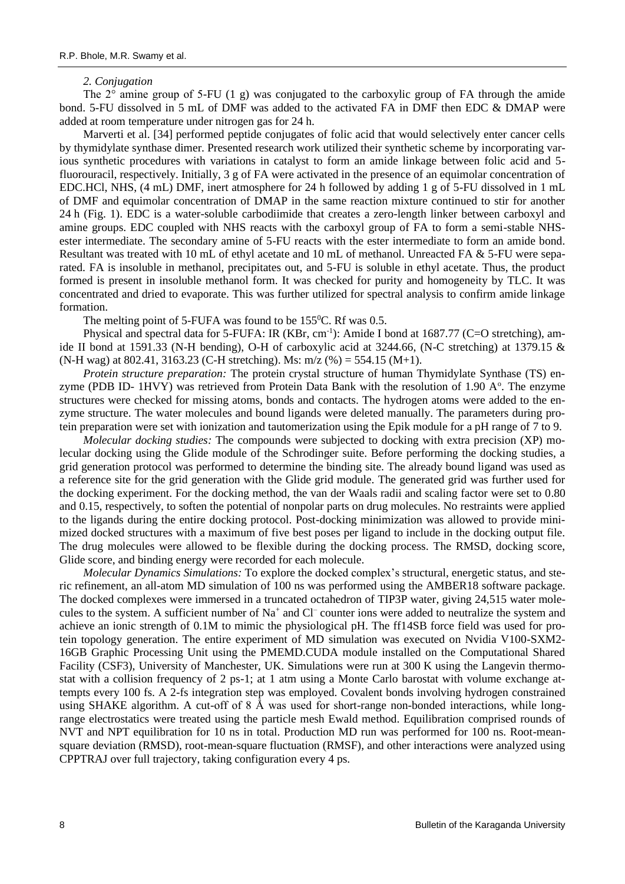*2. Conjugation*

The 2° amine group of 5-FU (1 g) was conjugated to the carboxylic group of FA through the amide bond. 5-FU dissolved in 5 mL of DMF was added to the activated FA in DMF then EDC & DMAP were added at room temperature under nitrogen gas for 24 h.

Marverti et al. [34] performed peptide conjugates of folic acid that would selectively enter cancer cells by thymidylate synthase dimer. Presented research work utilized their synthetic scheme by incorporating various synthetic procedures with variations in catalyst to form an amide linkage between folic acid and 5-fluorouracil, respectively. Initially, 3 g of FA were activated in the presence of an equimolar concentration of EDC.HCl, NHS, (4 mL) DMF, inert atmosphere for 24 h followed by adding 1 g of 5-FU dissolved in 1 mL of DMF and equimolar concentration of DMAP in the same reaction mixture continued to stir for another 24 h (Fig. 1). EDC is a water-soluble carbodiimide that creates a zero-length linker between carboxyl and amine groups. EDC coupled with NHS reacts with the carboxyl group of FA to form a semi-stable NHS-ester intermediate. The secondary amine of 5-FU reacts with the ester intermediate to form an amide bond. Resultant was treated with 10 mL of ethyl acetate and 10 mL of methanol. Unreacted FA & 5-FU were separated. FA is insoluble in methanol, precipitates out, and 5-FU is soluble in ethyl acetate. Thus, the product formed is present in insoluble methanol form. It was checked for purity and homogeneity by TLC. It was concentrated and dried to evaporate. This was further utilized for spectral analysis to confirm amide linkage formation.

The melting point of 5-FUFA was found to be 155$^0$C. Rf was 0.5.

Physical and spectral data for 5-FUFA: IR (KBr, cm$^{-1}$): Amide I bond at 1687.77 (C=O stretching), amide II bond at 1591.33 (N-H bending), O-H of carboxylic acid at 3244.66, (N-C stretching) at 1379.15 & (N-H wag) at 802.41, 3163.23 (C-H stretching). Ms: m/z (%) = 554.15 (M+1).

*Protein structure preparation:* The protein crystal structure of human Thymidylate Synthase (TS) enzyme (PDB ID- 1HVY) was retrieved from Protein Data Bank with the resolution of 1.90 A$^o$. The enzyme structures were checked for missing atoms, bonds and contacts. The hydrogen atoms were added to the enzyme structure. The water molecules and bound ligands were deleted manually. The parameters during protein preparation were set with ionization and tautomerization using the Epik module for a pH range of 7 to 9.

*Molecular docking studies:* The compounds were subjected to docking with extra precision (XP) molecular docking using the Glide module of the Schrodinger suite. Before performing the docking studies, a grid generation protocol was performed to determine the binding site. The already bound ligand was used as a reference site for the grid generation with the Glide grid module. The generated grid was further used for the docking experiment. For the docking method, the van der Waals radii and scaling factor were set to 0.80 and 0.15, respectively, to soften the potential of nonpolar parts on drug molecules. No restraints were applied to the ligands during the entire docking protocol. Post-docking minimization was allowed to provide minimized docked structures with a maximum of five best poses per ligand to include in the docking output file. The drug molecules were allowed to be flexible during the docking process. The RMSD, docking score, Glide score, and binding energy were recorded for each molecule.

*Molecular Dynamics Simulations:* To explore the docked complex's structural, energetic status, and steric refinement, an all-atom MD simulation of 100 ns was performed using the AMBER18 software package. The docked complexes were immersed in a truncated octahedron of TIP3P water, giving 24,515 water molecules to the system. A sufficient number of $Na^+$ and $Cl^-$ counter ions were added to neutralize the system and achieve an ionic strength of 0.1M to mimic the physiological pH. The ff14SB force field was used for protein topology generation. The entire experiment of MD simulation was executed on Nvidia V100-SXM2-16GB Graphic Processing Unit using the PMEMD.CUDA module installed on the Computational Shared Facility (CSF3), University of Manchester, UK. Simulations were run at 300 K using the Langevin thermostat with a collision frequency of 2 ps-1; at 1 atm using a Monte Carlo barostat with volume exchange attempts every 100 fs. A 2-fs integration step was employed. Covalent bonds involving hydrogen constrained using SHAKE algorithm. A cut-off of 8 Å was used for short-range non-bonded interactions, while long-range electrostatics were treated using the particle mesh Ewald method. Equilibration comprised rounds of NVT and NPT equilibration for 10 ns in total. Production MD run was performed for 100 ns. Root-mean-square deviation (RMSD), root-mean-square fluctuation (RMSF), and other interactions were analyzed using CPPTRAJ over full trajectory, taking configuration every 4 ps.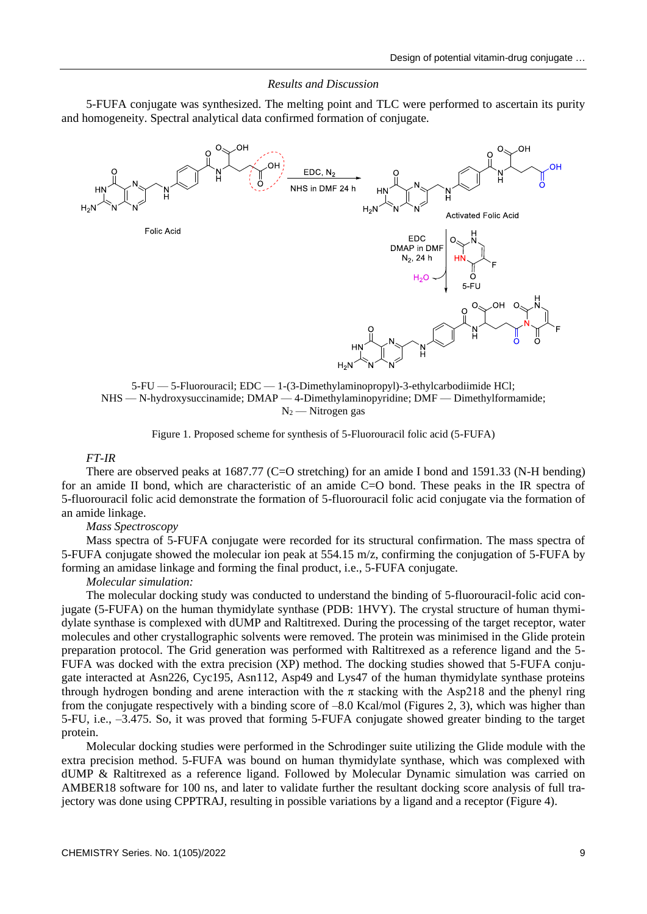## Results and Discussion

5-FUFA conjugate was synthesized. The melting point and TLC were performed to ascertain its purity and homogeneity. Spectral analytical data confirmed formation of conjugate.

5-FU — 5-Fluorouracil; EDC — 1-(3-Dimethylaminopropyl)-3-ethylcarbodiimide HCl;
NHS — N-hydroxysuccinamide; DMAP — 4-Dimethylaminopyridine; DMF — Dimethylformamide;
$N_2$ — Nitrogen gas

Figure 1. Proposed scheme for synthesis of 5-Fluorouracil folic acid (5-FUFA)

*FT-IR*

There are observed peaks at 1687.77 (C=O stretching) for an amide I bond and 1591.33 (N-H bending) for an amide II bond, which are characteristic of an amide C=O bond. These peaks in the IR spectra of 5-fluorouracil folic acid demonstrate the formation of 5-fluorouracil folic acid conjugate via the formation of an amide linkage.

*Mass Spectroscopy*

Mass spectra of 5-FUFA conjugate were recorded for its structural confirmation. The mass spectra of 5-FUFA conjugate showed the molecular ion peak at 554.15 m/z, confirming the conjugation of 5-FUFA by forming an amidase linkage and forming the final product, i.e., 5-FUFA conjugate.

*Molecular simulation:*

The molecular docking study was conducted to understand the binding of 5-fluorouracil-folic acid conjugate (5-FUFA) on the human thymidylate synthase (PDB: 1HVY). The crystal structure of human thymidylate synthase is complexed with dUMP and Raltitrexed. During the processing of the target receptor, water molecules and other crystallographic solvents were removed. The protein was minimised in the Glide protein preparation protocol. The Grid generation was performed with Raltitrexed as a reference ligand and the 5-FUFA was docked with the extra precision (XP) method. The docking studies showed that 5-FUFA conjugate interacted at Asn226, Cyc195, Asn112, Asp49 and Lys47 of the human thymidylate synthase proteins through hydrogen bonding and arene interaction with the π stacking with the Asp218 and the phenyl ring from the conjugate respectively with a binding score of –8.0 Kcal/mol (Figures 2, 3), which was higher than 5-FU, i.e., –3.475. So, it was proved that forming 5-FUFA conjugate showed greater binding to the target protein.

Molecular docking studies were performed in the Schrodinger suite utilizing the Glide module with the extra precision method. 5-FUFA was bound on human thymidylate synthase, which was complexed with dUMP & Raltitrexed as a reference ligand. Followed by Molecular Dynamic simulation was carried on AMBER18 software for 100 ns, and later to validate further the resultant docking score analysis of full trajectory was done using CPPTRAJ, resulting in possible variations by a ligand and a receptor (Figure 4).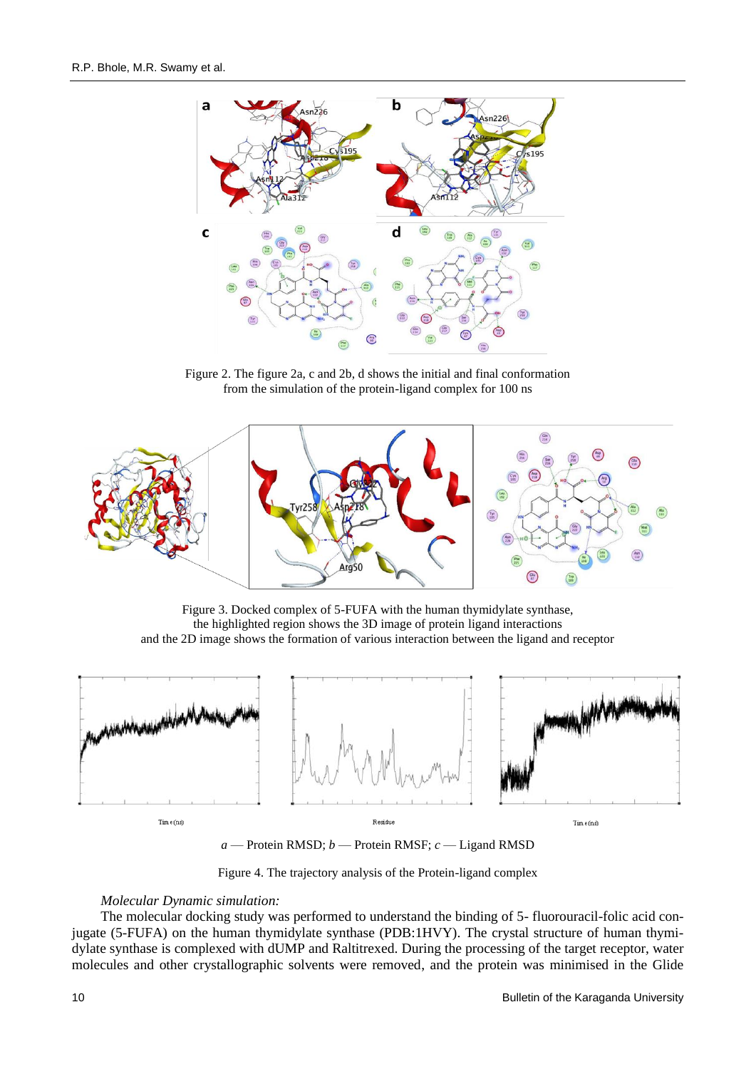Figure 2. The figure 2a, c and 2b, d shows the initial and final conformation from the simulation of the protein-ligand complex for 100 ns

Figure 3. Docked complex of 5-FUFA with the human thymidylate synthase, the highlighted region shows the 3D image of protein ligand interactions and the 2D image shows the formation of various interaction between the ligand and receptor

*a* — Protein RMSD; *b* — Protein RMSF; *c* — Ligand RMSD

Figure 4. The trajectory analysis of the Protein-ligand complex

*Molecular Dynamic simulation:*

The molecular docking study was performed to understand the binding of 5- fluorouracil-folic acid conjugate (5-FUFA) on the human thymidylate synthase (PDB:1HVY). The crystal structure of human thymidylate synthase is complexed with dUMP and Raltitrexed. During the processing of the target receptor, water molecules and other crystallographic solvents were removed, and the protein was minimised in the Glide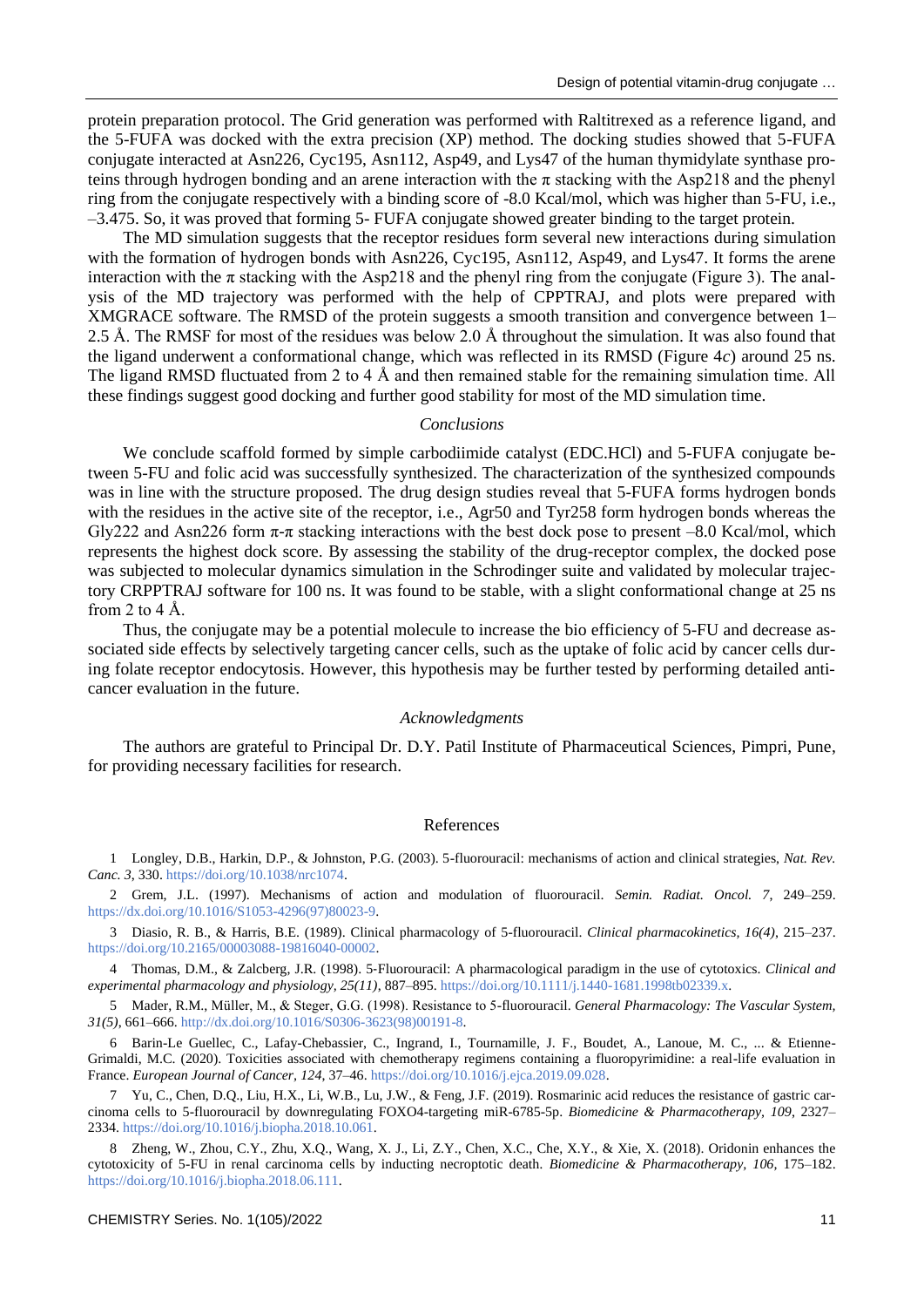protein preparation protocol. The Grid generation was performed with Raltitrexed as a reference ligand, and the 5-FUFA was docked with the extra precision (XP) method. The docking studies showed that 5-FUFA conjugate interacted at Asn226, Cyc195, Asn112, Asp49, and Lys47 of the human thymidylate synthase proteins through hydrogen bonding and an arene interaction with the π stacking with the Asp218 and the phenyl ring from the conjugate respectively with a binding score of -8.0 Kcal/mol, which was higher than 5-FU, i.e., –3.475. So, it was proved that forming 5- FUFA conjugate showed greater binding to the target protein.

The MD simulation suggests that the receptor residues form several new interactions during simulation with the formation of hydrogen bonds with Asn226, Cyc195, Asn112, Asp49, and Lys47. It forms the arene interaction with the π stacking with the Asp218 and the phenyl ring from the conjugate (Figure 3). The analysis of the MD trajectory was performed with the help of CPPTRAJ, and plots were prepared with XMGRACE software. The RMSD of the protein suggests a smooth transition and convergence between 1–2.5 Å. The RMSF for most of the residues was below 2.0 Å throughout the simulation. It was also found that the ligand underwent a conformational change, which was reflected in its RMSD (Figure 4*c*) around 25 ns. The ligand RMSD fluctuated from 2 to 4 Å and then remained stable for the remaining simulation time. All these findings suggest good docking and further good stability for most of the MD simulation time.

## *Conclusions*

We conclude scaffold formed by simple carbodiimide catalyst (EDC.HCl) and 5-FUFA conjugate between 5-FU and folic acid was successfully synthesized. The characterization of the synthesized compounds was in line with the structure proposed. The drug design studies reveal that 5-FUFA forms hydrogen bonds with the residues in the active site of the receptor, i.e., Agr50 and Tyr258 form hydrogen bonds whereas the Gly222 and Asn226 form π-π stacking interactions with the best dock pose to present –8.0 Kcal/mol, which represents the highest dock score. By assessing the stability of the drug-receptor complex, the docked pose was subjected to molecular dynamics simulation in the Schrodinger suite and validated by molecular trajectory CRPPTRAJ software for 100 ns. It was found to be stable, with a slight conformational change at 25 ns from 2 to 4 Å.

Thus, the conjugate may be a potential molecule to increase the bio efficiency of 5-FU and decrease associated side effects by selectively targeting cancer cells, such as the uptake of folic acid by cancer cells during folate receptor endocytosis. However, this hypothesis may be further tested by performing detailed anticancer evaluation in the future.

## *Acknowledgments*

The authors are grateful to Principal Dr. D.Y. Patil Institute of Pharmaceutical Sciences, Pimpri, Pune, for providing necessary facilities for research.

## References

1 Longley, D.B., Harkin, D.P., & Johnston, P.G. (2003). 5-fluorouracil: mechanisms of action and clinical strategies, *Nat. Rev. Canc. 3*, 330. https://doi.org/10.1038/nrc1074.

2 Grem, J.L. (1997). Mechanisms of action and modulation of fluorouracil. *Semin. Radiat. Oncol. 7*, 249–259. https://dx.doi.org/10.1016/S1053-4296(97)80023-9.

3 Diasio, R. B., & Harris, B.E. (1989). Clinical pharmacology of 5-fluorouracil. *Clinical pharmacokinetics, 16(4)*, 215–237. https://doi.org/10.2165/00003088-19816040-00002.

4 Thomas, D.M., & Zalcberg, J.R. (1998). 5-Fluorouracil: A pharmacological paradigm in the use of cytotoxics. *Clinical and experimental pharmacology and physiology, 25(11)*, 887–895. https://doi.org/10.1111/j.1440-1681.1998tb02339.x.

5 Mader, R.M., Müller, M., & Steger, G.G. (1998). Resistance to 5-fluorouracil. *General Pharmacology: The Vascular System, 31(5)*, 661–666. http://dx.doi.org/10.1016/S0306-3623(98)00191-8.

6 Barin-Le Guellec, C., Lafay-Chebassier, C., Ingrand, I., Tournamille, J. F., Boudet, A., Lanoue, M. C., ... & Etienne-Grimaldi, M.C. (2020). Toxicities associated with chemotherapy regimens containing a fluoropyrimidine: a real-life evaluation in France. *European Journal of Cancer, 124*, 37–46. https://doi.org/10.1016/j.ejca.2019.09.028.

7 Yu, C., Chen, D.Q., Liu, H.X., Li, W.B., Lu, J.W., & Feng, J.F. (2019). Rosmarinic acid reduces the resistance of gastric carcinoma cells to 5-fluorouracil by downregulating FOXO4-targeting miR-6785-5p. *Biomedicine & Pharmacotherapy, 109*, 2327–2334. https://doi.org/10.1016/j.biopha.2018.10.061.

8 Zheng, W., Zhou, C.Y., Zhu, X.Q., Wang, X. J., Li, Z.Y., Chen, X.C., Che, X.Y., & Xie, X. (2018). Oridonin enhances the cytotoxicity of 5-FU in renal carcinoma cells by inducting necroptotic death. *Biomedicine & Pharmacotherapy, 106*, 175–182. https://doi.org/10.1016/j.biopha.2018.06.111.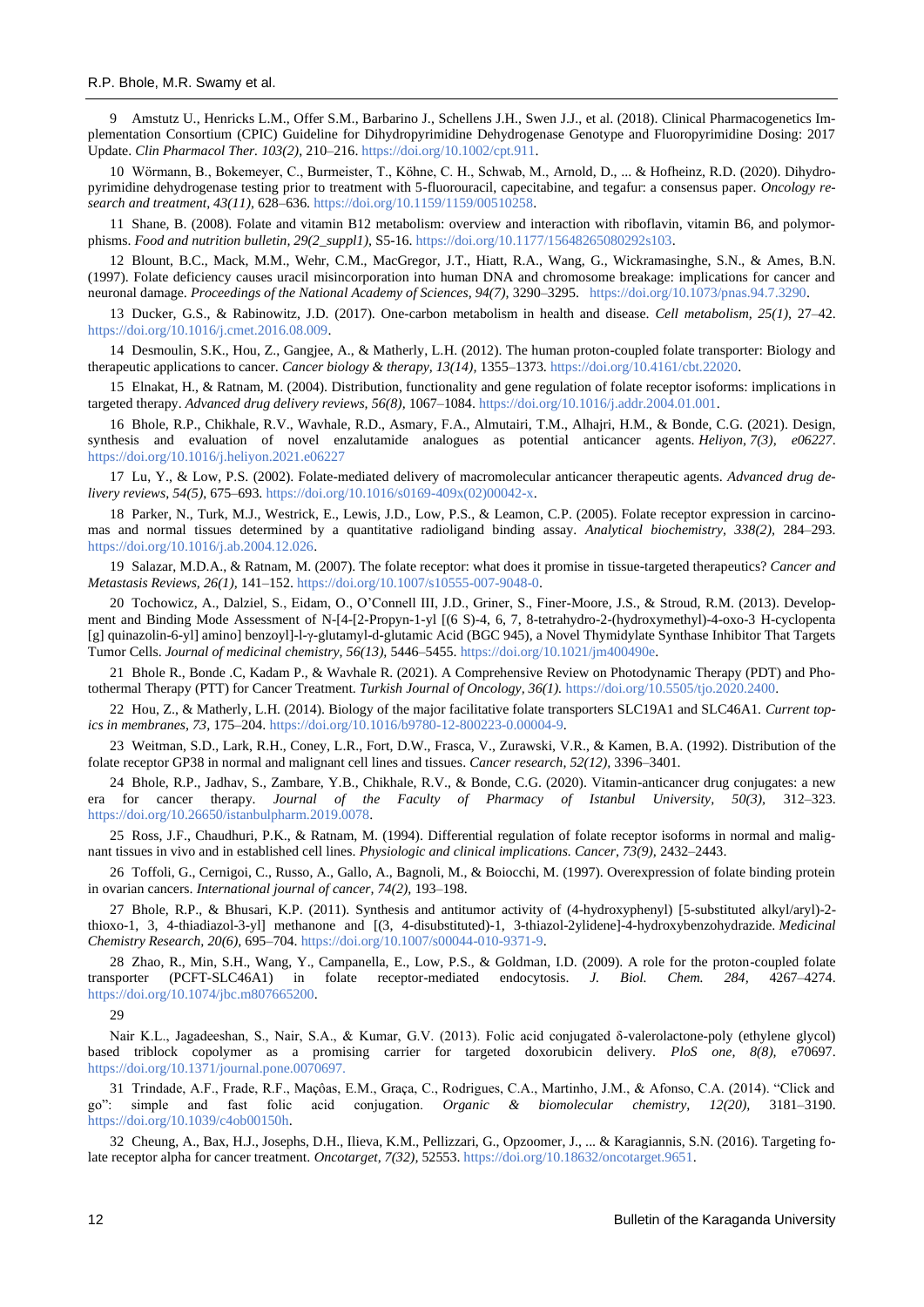9 Amstutz U., Henricks L.M., Offer S.M., Barbarino J., Schellens J.H., Swen J.J., et al. (2018). Clinical Pharmacogenetics Implementation Consortium (CPIC) Guideline for Dihydropyrimidine Dehydrogenase Genotype and Fluoropyrimidine Dosing: 2017 Update. *Clin Pharmacol Ther. 103(2)*, 210–216. https://doi.org/10.1002/cpt.911.

10 Wörmann, B., Bokemeyer, C., Burmeister, T., Köhne, C. H., Schwab, M., Arnold, D., ... & Hofheinz, R.D. (2020). Dihydropyrimidine dehydrogenase testing prior to treatment with 5-fluorouracil, capecitabine, and tegafur: a consensus paper. *Oncology research and treatment, 43(11)*, 628–636. https://doi.org/10.1159/1159/00510258.

11 Shane, B. (2008). Folate and vitamin B12 metabolism: overview and interaction with riboflavin, vitamin B6, and polymorphisms. *Food and nutrition bulletin, 29(2_suppl1)*, S5-16. https://doi.org/10.1177/15648265080292s103.

12 Blount, B.C., Mack, M.M., Wehr, C.M., MacGregor, J.T., Hiatt, R.A., Wang, G., Wickramasinghe, S.N., & Ames, B.N. (1997). Folate deficiency causes uracil misincorporation into human DNA and chromosome breakage: implications for cancer and neuronal damage. *Proceedings of the National Academy of Sciences, 94(7)*, 3290–3295. https://doi.org/10.1073/pnas.94.7.3290.

13 Ducker, G.S., & Rabinowitz, J.D. (2017). One-carbon metabolism in health and disease. *Cell metabolism, 25(1)*, 27–42. https://doi.org/10.1016/j.cmet.2016.08.009.

14 Desmoulin, S.K., Hou, Z., Gangjee, A., & Matherly, L.H. (2012). The human proton-coupled folate transporter: Biology and therapeutic applications to cancer. *Cancer biology & therapy, 13(14)*, 1355–1373. https://doi.org/10.4161/cbt.22020.

15 Elnakat, H., & Ratnam, M. (2004). Distribution, functionality and gene regulation of folate receptor isoforms: implications in targeted therapy. *Advanced drug delivery reviews, 56(8)*, 1067–1084. https://doi.org/10.1016/j.addr.2004.01.001.

16 Bhole, R.P., Chikhale, R.V., Wavhale, R.D., Asmary, F.A., Almutairi, T.M., Alhajri, H.M., & Bonde, C.G. (2021). Design, synthesis and evaluation of novel enzalutamide analogues as potential anticancer agents. *Heliyon, 7(3), e06227*. https://doi.org/10.1016/j.heliyon.2021.e06227

17 Lu, Y., & Low, P.S. (2002). Folate-mediated delivery of macromolecular anticancer therapeutic agents. *Advanced drug delivery reviews, 54(5)*, 675–693. https://doi.org/10.1016/s0169-409x(02)00042-x.

18 Parker, N., Turk, M.J., Westrick, E., Lewis, J.D., Low, P.S., & Leamon, C.P. (2005). Folate receptor expression in carcinomas and normal tissues determined by a quantitative radioligand binding assay. *Analytical biochemistry, 338(2)*, 284–293. https://doi.org/10.1016/j.ab.2004.12.026.

19 Salazar, M.D.A., & Ratnam, M. (2007). The folate receptor: what does it promise in tissue-targeted therapeutics? *Cancer and Metastasis Reviews, 26(1)*, 141–152. https://doi.org/10.1007/s10555-007-9048-0.

20 Tochowicz, A., Dalziel, S., Eidam, O., O'Connell III, J.D., Griner, S., Finer-Moore, J.S., & Stroud, R.M. (2013). Development and Binding Mode Assessment of N-[4-[2-Propyn-1-yl [(6 S)-4, 6, 7, 8-tetrahydro-2-(hydroxymethyl)-4-oxo-3 H-cyclopenta [g] quinazolin-6-yl] amino] benzoyl]-l-γ-glutamyl-d-glutamic Acid (BGC 945), a Novel Thymidylate Synthase Inhibitor That Targets Tumor Cells. *Journal of medicinal chemistry, 56(13)*, 5446–5455. https://doi.org/10.1021/jm400490e.

21 Bhole R., Bonde .C, Kadam P., & Wavhale R. (2021). A Comprehensive Review on Photodynamic Therapy (PDT) and Photothermal Therapy (PTT) for Cancer Treatment. *Turkish Journal of Oncology, 36(1)*. https://doi.org/10.5505/tjo.2020.2400.

22 Hou, Z., & Matherly, L.H. (2014). Biology of the major facilitative folate transporters SLC19A1 and SLC46A1. *Current topics in membranes, 73*, 175–204. https://doi.org/10.1016/b9780-12-800223-0.00004-9.

23 Weitman, S.D., Lark, R.H., Coney, L.R., Fort, D.W., Frasca, V., Zurawski, V.R., & Kamen, B.A. (1992). Distribution of the folate receptor GP38 in normal and malignant cell lines and tissues. *Cancer research, 52(12)*, 3396–3401.

24 Bhole, R.P., Jadhav, S., Zambare, Y.B., Chikhale, R.V., & Bonde, C.G. (2020). Vitamin-anticancer drug conjugates: a new era for cancer therapy. *Journal of the Faculty of Pharmacy of Istanbul University, 50(3)*, 312–323. https://doi.org/10.26650/istanbulpharm.2019.0078.

25 Ross, J.F., Chaudhuri, P.K., & Ratnam, M. (1994). Differential regulation of folate receptor isoforms in normal and malignant tissues in vivo and in established cell lines. *Physiologic and clinical implications. Cancer, 73(9)*, 2432–2443.

26 Toffoli, G., Cernigoi, C., Russo, A., Gallo, A., Bagnoli, M., & Boiocchi, M. (1997). Overexpression of folate binding protein in ovarian cancers. *International journal of cancer, 74(2)*, 193–198.

27 Bhole, R.P., & Bhusari, K.P. (2011). Synthesis and antitumor activity of (4-hydroxyphenyl) [5-substituted alkyl/aryl)-2-thioxo-1, 3, 4-thiadiazol-3-yl] methanone and [(3, 4-disubstituted)-1, 3-thiazol-2ylidene]-4-hydroxybenzohydrazide. *Medicinal Chemistry Research, 20(6)*, 695–704. https://doi.org/10.1007/s00044-010-9371-9.

28 Zhao, R., Min, S.H., Wang, Y., Campanella, E., Low, P.S., & Goldman, I.D. (2009). A role for the proton-coupled folate transporter (PCFT-SLC46A1) in folate receptor-mediated endocytosis. *J. Biol. Chem. 284*, 4267–4274. https://doi.org/10.1074/jbc.m807665200.

29

Nair K.L., Jagadeeshan, S., Nair, S.A., & Kumar, G.V. (2013). Folic acid conjugated δ-valerolactone-poly (ethylene glycol) based triblock copolymer as a promising carrier for targeted doxorubicin delivery. *PloS one, 8(8)*, e70697. https://doi.org/10.1371/journal.pone.0070697.

31 Trindade, A.F., Frade, R.F., Maçôas, E.M., Graça, C., Rodrigues, C.A., Martinho, J.M., & Afonso, C.A. (2014). "Click and go": simple and fast folic acid conjugation. *Organic & biomolecular chemistry, 12(20)*, 3181–3190. https://doi.org/10.1039/c4ob00150h.

32 Cheung, A., Bax, H.J., Josephs, D.H., Ilieva, K.M., Pellizzari, G., Opzoomer, J., ... & Karagiannis, S.N. (2016). Targeting folate receptor alpha for cancer treatment. *Oncotarget, 7(32)*, 52553. https://doi.org/10.18632/oncotarget.9651.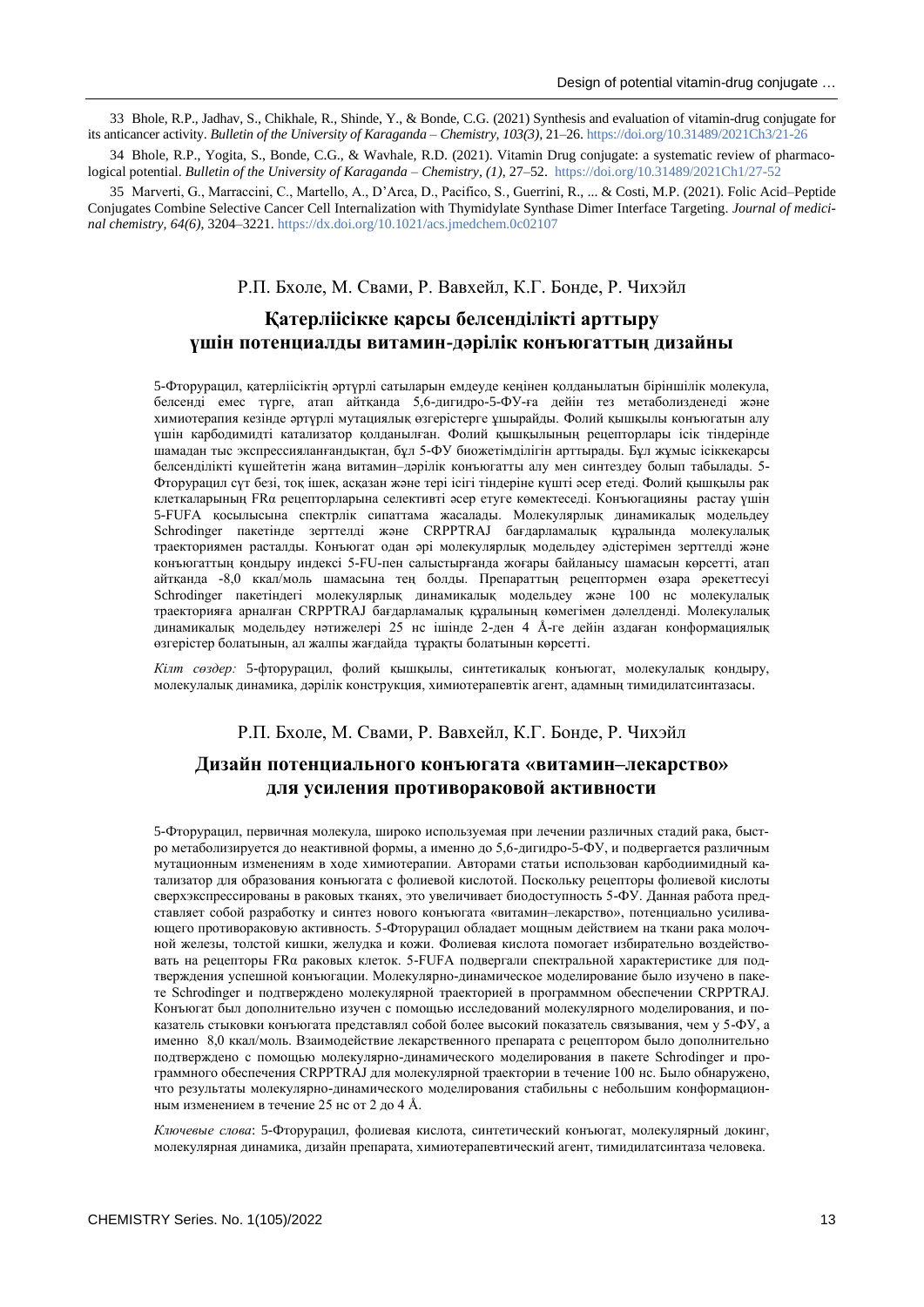33 Bhole, R.P., Jadhav, S., Chikhale, R., Shinde, Y., & Bonde, C.G. (2021) Synthesis and evaluation of vitamin-drug conjugate for its anticancer activity. *Bulletin of the University of Karaganda – Chemistry, 103(3),* 21–26. https://doi.org/10.31489/2021Ch3/21-26

34 Bhole, R.P., Yogita, S., Bonde, C.G., & Wavhale, R.D. (2021). Vitamin Drug conjugate: a systematic review of pharmacological potential. *Bulletin of the University of Karaganda – Chemistry, (1),* 27–52. https://doi.org/10.31489/2021Ch1/27-52

35 Marverti, G., Marraccini, C., Martello, A., D'Arca, D., Pacifico, S., Guerrini, R., ... & Costi, M.P. (2021). Folic Acid–Peptide Conjugates Combine Selective Cancer Cell Internalization with Thymidylate Synthase Dimer Interface Targeting. *Journal of medicinal chemistry, 64(6),* 3204–3221. https://dx.doi.org/10.1021/acs.jmedchem.0c02107

Р.П. Бхоле, М. Свами, Р. Вавхейл, К.Г. Бонде, Р. Чихэйл

## Қатерліісікке қарсы белсенділікті арттыру үшін потенциалды витамин-дәрілік конъюгаттың дизайны

5-Фторурацил, қатерліісіктің әртүрлі сатыларын емдеуде кеңінен қолданылатын біріншілік молекула, белсенді емес түрге, атап айтқанда 5,6-дигидро-5-ФУ-ға дейін тез метаболизденеді және химиотерапия кезінде әртүрлі мутациялық өзгерістерге ұшырайды. Фолий қышқылы конъюгатын алу үшін карбодимидті катализатор қолданылған. Фолий қышқылының рецепторлары ісік тіндерінде шамадан тыс экспрессияланғандықтан, бұл 5-ФУ биожетімділігін арттырады. Бұл жұмыс ісіккеқарсы белсенділікті күшейтетін жаңа витамин–дәрілік конъюгатты алу мен синтездеу болып табылады. 5-Фторурацил сүт безі, тоқ ішек, асқазан және тері ісігі тіндеріне күшті әсер етеді. Фолий қышқылы рак клеткаларының FRα рецепторларына селективті әсер етуге көмектеседі. Конъюгацияны растау үшін 5-FUFA қосылысына спектрлік сипаттама жасалады. Молекулярлық динамикалық модельдеу Schrodinger пакетінде зерттелді және CRPPTRAJ бағдарламалық құралында молекулалық траекториямен расталды. Конъюгат одан әрі молекулярлық модельдеу әдістерімен зерттелді және конъюгаттың қондыру индексі 5-FU-пен салыстырғанда жоғары байланысу шамасын көрсетті, атап айтқанда -8,0 ккал/моль шамасына тең болды. Препараттың рецептормен өзара әрекеттесуі Schrodinger пакетіндегі молекулярлық динамикалық модельдеу және 100 нс молекулалық траекторияға арналған CRPPTRAJ бағдарламалық құралының көмегімен дәлелденді. Молекулалық динамикалық модельдеу нәтижелері 25 нс ішінде 2-ден 4 Å-ге дейін аздаған конформациялық өзгерістер болатынын, ал жалпы жағдайда тұрақты болатынын көрсетті.

*Кілт сөздер:* 5-фторурацил, фолий қышқылы, синтетикалық конъюгат, молекулалық қондыру, молекулалық динамика, дәрілік конструкция, химиотерапевтік агент, адамның тимидилатсинтазасы.

Р.П. Бхоле, М. Свами, Р. Вавхейл, К.Г. Бонде, Р. Чихэйл

## Дизайн потенциального конъюгата «витамин–лекарство» для усиления противораковой активности

5-Фторурацил, первичная молекула, широко используемая при лечении различных стадий рака, быстро метаболизируется до неактивной формы, а именно до 5,6-дигидро-5-ФУ, и подвергается различным мутационным изменениям в ходе химиотерапии. Авторами статьи использован карбодиимидный катализатор для образования конъюгата с фолиевой кислотой. Поскольку рецепторы фолиевой кислоты сверхэкспрессированы в раковых тканях, это увеличивает биодоступность 5-ФУ. Данная работа представляет собой разработку и синтез нового конъюгата «витамин–лекарство», потенциально усиливающего противораковую активность. 5-Фторурацил обладает мощным действием на ткани рака молочной железы, толстой кишки, желудка и кожи. Фолиевая кислота помогает избирательно воздействовать на рецепторы FRα раковых клеток. 5-FUFA подвергали спектральной характеристике для подтверждения успешной конъюгации. Молекулярно-динамическое моделирование было изучено в пакете Schrodinger и подтверждено молекулярной траекторией в программном обеспечении CRPPTRAJ. Конъюгат был дополнительно изучен с помощью исследований молекулярного моделирования, и показатель стыковки конъюгата представлял собой более высокий показатель связывания, чем у 5-ФУ, а именно 8,0 ккал/моль. Взаимодействие лекарственного препарата с рецептором было дополнительно подтверждено с помощью молекулярно-динамического моделирования в пакете Schrodinger и программного обеспечения CRPPTRAJ для молекулярной траектории в течение 100 нс. Было обнаружено, что результаты молекулярно-динамического моделирования стабильны с небольшим конформационным изменением в течение 25 нс от 2 до 4 Å.

*Ключевые слова*: 5-Фторурацил, фолиевая кислота, синтетический конъюгат, молекулярный докинг, молекулярная динамика, дизайн препарата, химиотерапевтический агент, тимидилатсинтаза человека.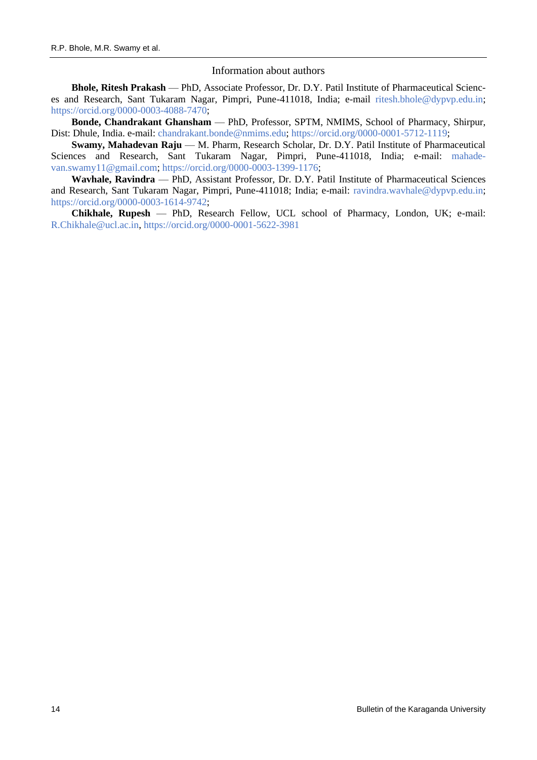## Information about authors

**Bhole, Ritesh Prakash** — PhD, Associate Professor, Dr. D.Y. Patil Institute of Pharmaceutical Sciences and Research, Sant Tukaram Nagar, Pimpri, Pune-411018, India; e-mail ritesh.bhole@dypvp.edu.in; https://orcid.org/0000-0003-4088-7470;

**Bonde, Chandrakant Ghansham** — PhD, Professor, SPTM, NMIMS, School of Pharmacy, Shirpur, Dist: Dhule, India. e-mail: chandrakant.bonde@nmims.edu; https://orcid.org/0000-0001-5712-1119;

**Swamy, Mahadevan Raju** — M. Pharm, Research Scholar, Dr. D.Y. Patil Institute of Pharmaceutical Sciences and Research, Sant Tukaram Nagar, Pimpri, Pune-411018, India; e-mail: mahadevan.swamy11@gmail.com; https://orcid.org/0000-0003-1399-1176;

**Wavhale, Ravindra** — PhD, Assistant Professor, Dr. D.Y. Patil Institute of Pharmaceutical Sciences and Research, Sant Tukaram Nagar, Pimpri, Pune-411018; India; e-mail: ravindra.wavhale@dypvp.edu.in; https://orcid.org/0000-0003-1614-9742;

**Chikhale, Rupesh** — PhD, Research Fellow, UCL school of Pharmacy, London, UK; e-mail: R.Chikhale@ucl.ac.in, https://orcid.org/0000-0001-5622-3981